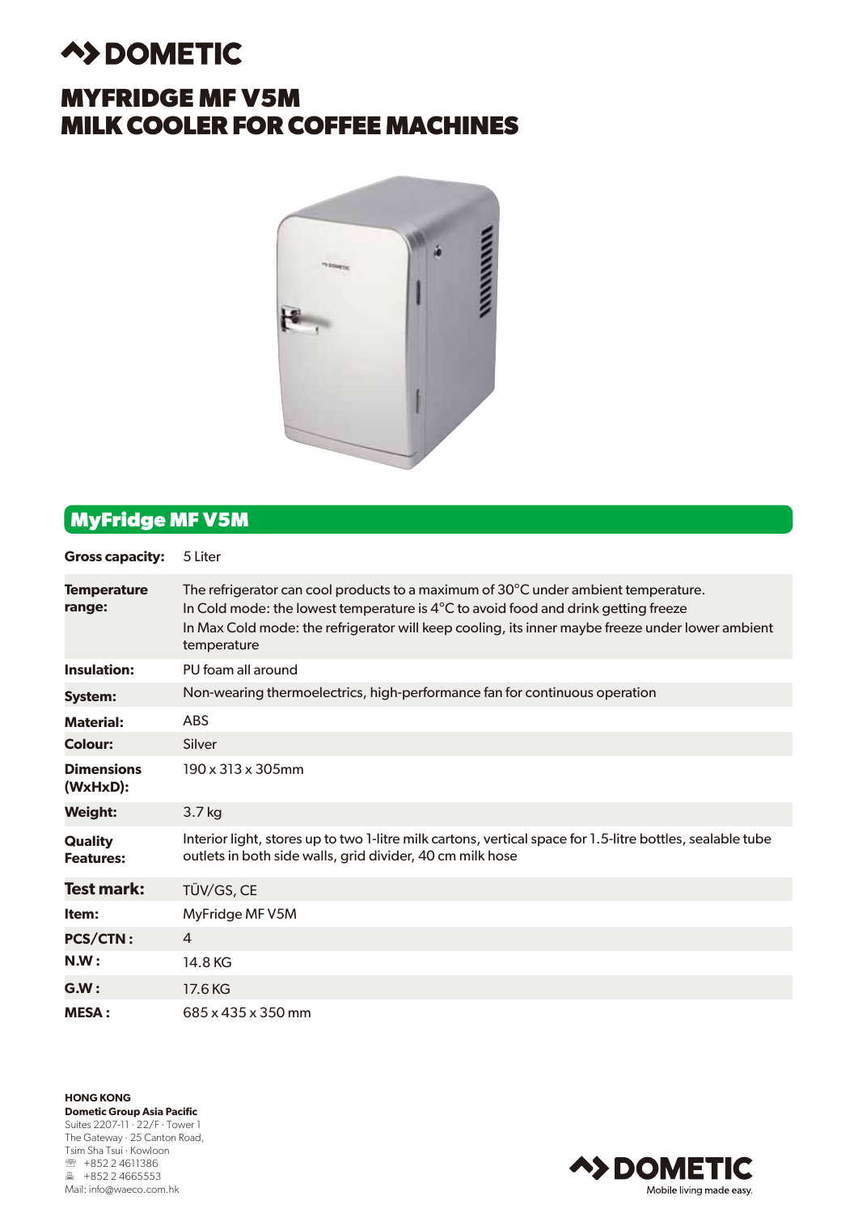# DOMETIC

# MYFRIDGE MF V5M
# MILK COOLER FOR COFFEE MACHINES

## MyFridge MF V5M

| | |
|---|---|
| **Gross capacity:** | 5 Liter |
| **Temperature range:** | The refrigerator can cool products to a maximum of 30°C under ambient temperature.<br>In Cold mode: the lowest temperature is 4°C to avoid food and drink getting freeze<br>In Max Cold mode: the refrigerator will keep cooling, its inner maybe freeze under lower ambient temperature |
| **Insulation:** | PU foam all around |
| **System:** | Non-wearing thermoelectrics, high-performance fan for continuous operation |
| **Material:** | ABS |
| **Colour:** | Silver |
| **Dimensions (WxHxD):** | 190 x 313 x 305mm |
| **Weight:** | 3.7 kg |
| **Quality Features:** | Interior light, stores up to two 1-litre milk cartons, vertical space for 1.5-litre bottles, sealable tube outlets in both side walls, grid divider, 40 cm milk hose |
| **Test mark:** | TÜV/GS, CE |
| **Item:** | MyFridge MF V5M |
| **PCS/CTN :** | 4 |
| **N.W :** | 14.8 KG |
| **G.W :** | 17.6 KG |
| **MESA :** | 685 x 435 x 350 mm |

**HONG KONG**
**Dometic Group Asia Pacific**
Suites 2207-11 · 22/F · Tower 1
The Gateway · 25 Canton Road,
Tsim Sha Tsui · Kowloon
☎ +852 2 4611386
🖷 +852 2 4665553
Mail: info@waeco.com.hk

DOMETIC
Mobile living made easy.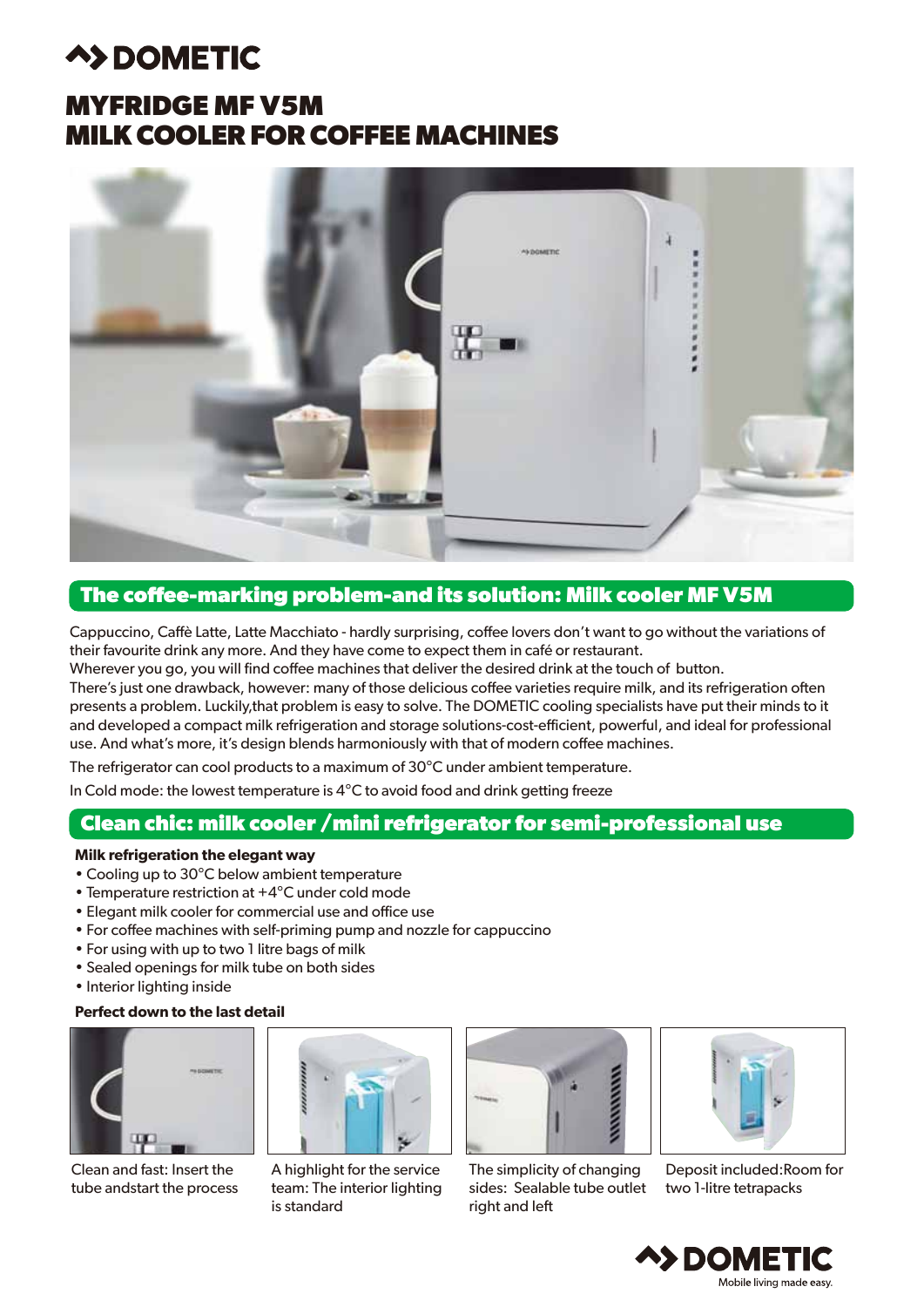# DOMETIC

# MYFRIDGE MF V5M
# MILK COOLER FOR COFFEE MACHINES

## The coffee-marking problem-and its solution: Milk cooler MF V5M

Cappuccino, Caffè Latte, Latte Macchiato - hardly surprising, coffee lovers don't want to go without the variations of their favourite drink any more. And they have come to expect them in café or restaurant.
Wherever you go, you will find coffee machines that deliver the desired drink at the touch of button.
There's just one drawback, however: many of those delicious coffee varieties require milk, and its refrigeration often presents a problem. Luckily,that problem is easy to solve. The DOMETIC cooling specialists have put their minds to it and developed a compact milk refrigeration and storage solutions-cost-efficient, powerful, and ideal for professional use. And what's more, it's design blends harmoniously with that of modern coffee machines.

The refrigerator can cool products to a maximum of 30°C under ambient temperature.

In Cold mode: the lowest temperature is 4°C to avoid food and drink getting freeze

## Clean chic: milk cooler /mini refrigerator for semi-professional use

**Milk refrigeration the elegant way**

- Cooling up to 30°C below ambient temperature
- Temperature restriction at +4°C under cold mode
- Elegant milk cooler for commercial use and office use
- For coffee machines with self-priming pump and nozzle for cappuccino
- For using with up to two 1 litre bags of milk
- Sealed openings for milk tube on both sides
- Interior lighting inside

**Perfect down to the last detail**

Clean and fast: Insert the tube andstart the process

A highlight for the service team: The interior lighting is standard

The simplicity of changing sides: Sealable tube outlet right and left

Deposit included:Room for two 1-litre tetrapacks

DOMETIC
Mobile living made easy.